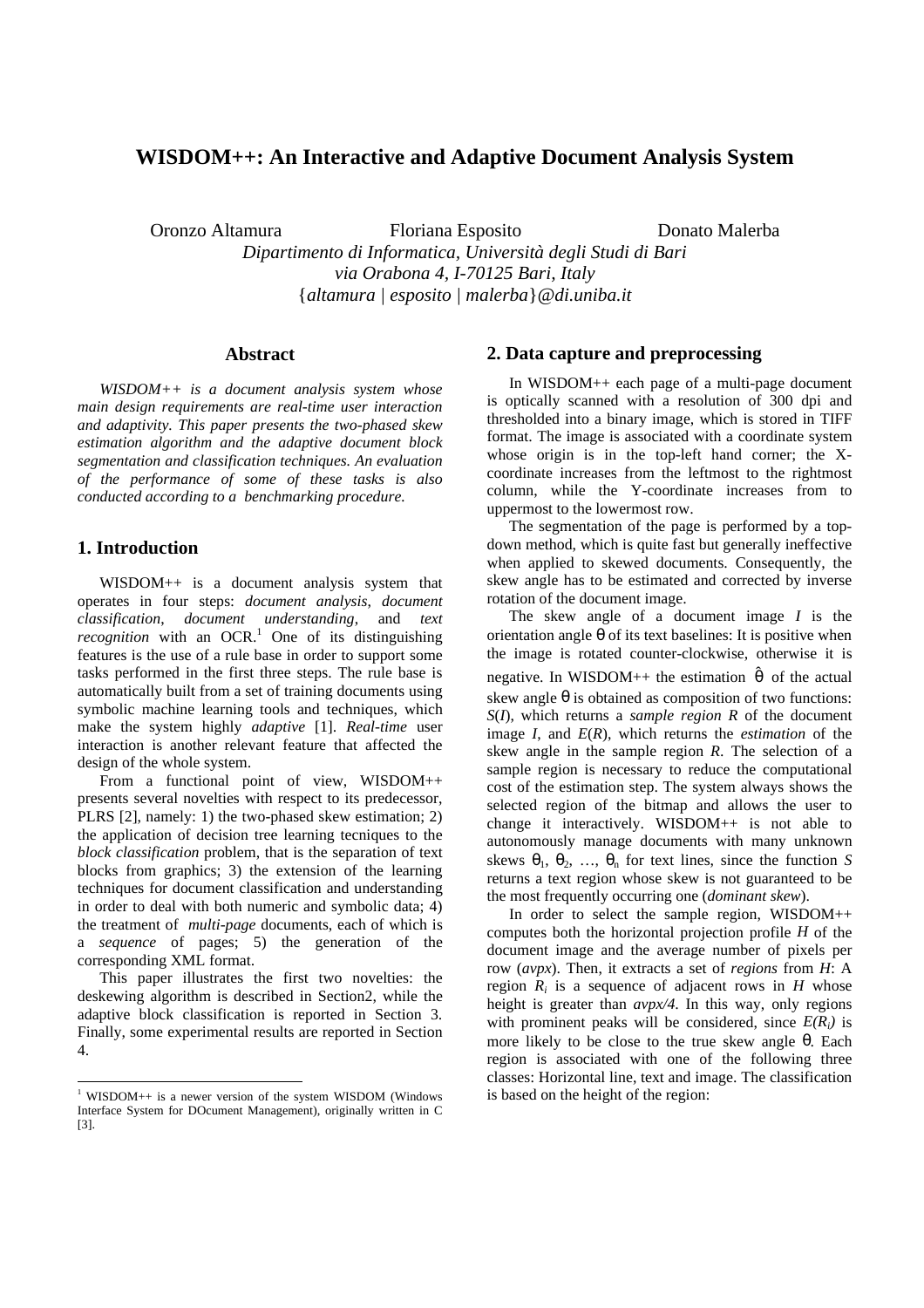# WISDOM++: An Interactive and Adaptive Document Analysis System

Oronzo Altamura Floriana Esposito Donato Malerba

*Dipartimento di Informatica, Università degli Studi di Bari*
*via Orabona 4, I-70125 Bari, Italy*
{*altamura | esposito | malerba*}*@di.uniba.it*

## Abstract

*WISDOM++ is a document analysis system whose main design requirements are real-time user interaction and adaptivity. This paper presents the two-phased skew estimation algorithm and the adaptive document block segmentation and classification techniques. An evaluation of the performance of some of these tasks is also conducted according to a benchmarking procedure.*

## 1. Introduction

WISDOM++ is a document analysis system that operates in four steps: *document analysis*, *document classification*, *document understanding*, and *text recognition* with an OCR.[1] One of its distinguishing features is the use of a rule base in order to support some tasks performed in the first three steps. The rule base is automatically built from a set of training documents using symbolic machine learning tools and techniques, which make the system highly *adaptive* [1]. *Real-time* user interaction is another relevant feature that affected the design of the whole system.

From a functional point of view, WISDOM++ presents several novelties with respect to its predecessor, PLRS [2], namely: 1) the two-phased skew estimation; 2) the application of decision tree learning tecniques to the *block classification* problem, that is the separation of text blocks from graphics; 3) the extension of the learning techniques for document classification and understanding in order to deal with both numeric and symbolic data; 4) the treatment of *multi-page* documents, each of which is a *sequence* of pages; 5) the generation of the corresponding XML format.

This paper illustrates the first two novelties: the deskewing algorithm is described in Section2, while the adaptive block classification is reported in Section 3. Finally, some experimental results are reported in Section 4.

[1] WISDOM++ is a newer version of the system WISDOM (Windows Interface System for DOcument Management), originally written in C [3].

## 2. Data capture and preprocessing

In WISDOM++ each page of a multi-page document is optically scanned with a resolution of 300 dpi and thresholded into a binary image, which is stored in TIFF format. The image is associated with a coordinate system whose origin is in the top-left hand corner; the X-coordinate increases from the leftmost to the rightmost column, while the Y-coordinate increases from to uppermost to the lowermost row.

The segmentation of the page is performed by a top-down method, which is quite fast but generally ineffective when applied to skewed documents. Consequently, the skew angle has to be estimated and corrected by inverse rotation of the document image.

The skew angle of a document image $I$ is the orientation angle $\theta$ of its text baselines: It is positive when the image is rotated counter-clockwise, otherwise it is negative. In WISDOM++ the estimation $\hat{\theta}$ of the actual skew angle $\theta$ is obtained as composition of two functions: $S(I)$, which returns a *sample region* $R$ of the document image $I$, and $E(R)$, which returns the *estimation* of the skew angle in the sample region $R$. The selection of a sample region is necessary to reduce the computational cost of the estimation step. The system always shows the selected region of the bitmap and allows the user to change it interactively. WISDOM++ is not able to autonomously manage documents with many unknown skews $\theta_1$, $\theta_2$, …, $\theta_n$ for text lines, since the function $S$ returns a text region whose skew is not guaranteed to be the most frequently occurring one (*dominant skew*).

In order to select the sample region, WISDOM++ computes both the horizontal projection profile $H$ of the document image and the average number of pixels per row (*avpx*). Then, it extracts a set of *regions* from $H$: A region $R_i$ is a sequence of adjacent rows in $H$ whose height is greater than *avpx/4*. In this way, only regions with prominent peaks will be considered, since $E(R_i)$ is more likely to be close to the true skew angle $\theta$. Each region is associated with one of the following three classes: Horizontal line, text and image. The classification is based on the height of the region: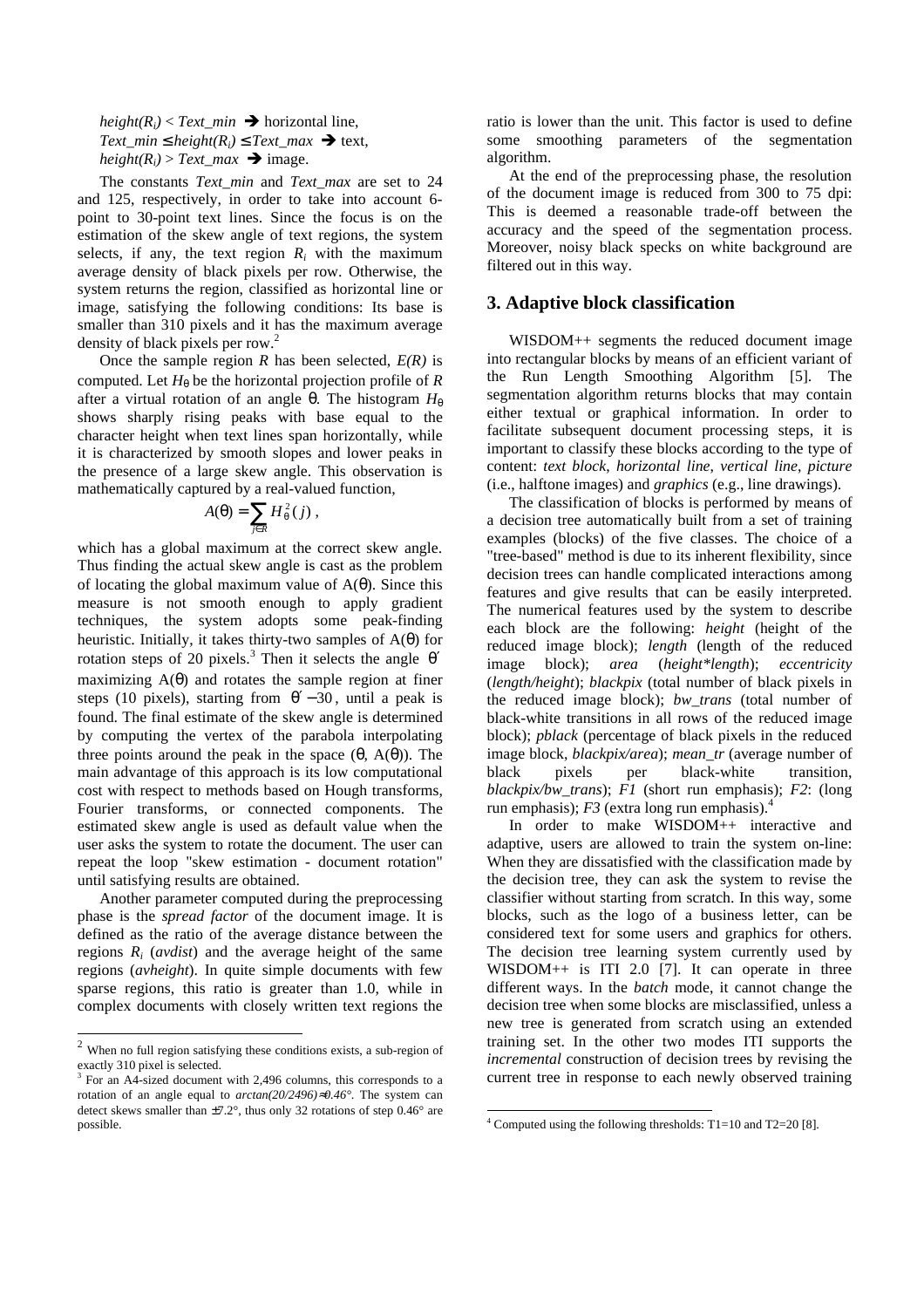$height(R_i) < Text\_min$ ➔ horizontal line,
$Text\_min \le height(R_i) \le Text\_max$ ➔ text,
$height(R_i) > Text\_max$ ➔ image.

The constants *Text_min* and *Text_max* are set to 24 and 125, respectively, in order to take into account 6-point to 30-point text lines. Since the focus is on the estimation of the skew angle of text regions, the system selects, if any, the text region $R_i$ with the maximum average density of black pixels per row. Otherwise, the system returns the region, classified as horizontal line or image, satisfying the following conditions: Its base is smaller than 310 pixels and it has the maximum average density of black pixels per row.[2]

Once the sample region $R$ has been selected, $E(R)$ is computed. Let $H_\theta$ be the horizontal projection profile of $R$ after a virtual rotation of an angle $\theta$. The histogram $H_\theta$ shows sharply rising peaks with base equal to the character height when text lines span horizontally, while it is characterized by smooth slopes and lower peaks in the presence of a large skew angle. This observation is mathematically captured by a real-valued function,

$$A(\theta) = \sum_{j \in R} H_\theta^2(j),$$

which has a global maximum at the correct skew angle. Thus finding the actual skew angle is cast as the problem of locating the global maximum value of $A(\theta)$. Since this measure is not smooth enough to apply gradient techniques, the system adopts some peak-finding heuristic. Initially, it takes thirty-two samples of $A(\theta)$ for rotation steps of 20 pixels.[3] Then it selects the angle $\theta'$ maximizing $A(\theta)$ and rotates the sample region at finer steps (10 pixels), starting from $\theta' - 30$, until a peak is found. The final estimate of the skew angle is determined by computing the vertex of the parabola interpolating three points around the peak in the space $(\theta, A(\theta))$. The main advantage of this approach is its low computational cost with respect to methods based on Hough transforms, Fourier transforms, or connected components. The estimated skew angle is used as default value when the user asks the system to rotate the document. The user can repeat the loop "skew estimation - document rotation" until satisfying results are obtained.

Another parameter computed during the preprocessing phase is the *spread factor* of the document image. It is defined as the ratio of the average distance between the regions $R_i$ (*avdist*) and the average height of the same regions (*avheight*). In quite simple documents with few sparse regions, this ratio is greater than 1.0, while in complex documents with closely written text regions the ratio is lower than the unit. This factor is used to define some smoothing parameters of the segmentation algorithm.

At the end of the preprocessing phase, the resolution of the document image is reduced from 300 to 75 dpi: This is deemed a reasonable trade-off between the accuracy and the speed of the segmentation process. Moreover, noisy black specks on white background are filtered out in this way.

## 3. Adaptive block classification

WISDOM++ segments the reduced document image into rectangular blocks by means of an efficient variant of the Run Length Smoothing Algorithm [5]. The segmentation algorithm returns blocks that may contain either textual or graphical information. In order to facilitate subsequent document processing steps, it is important to classify these blocks according to the type of content: *text block*, *horizontal line*, *vertical line*, *picture* (i.e., halftone images) and *graphics* (e.g., line drawings).

The classification of blocks is performed by means of a decision tree automatically built from a set of training examples (blocks) of the five classes. The choice of a "tree-based" method is due to its inherent flexibility, since decision trees can handle complicated interactions among features and give results that can be easily interpreted. The numerical features used by the system to describe each block are the following: *height* (height of the reduced image block); *length* (length of the reduced image block); *area* (*height\*length*); *eccentricity* (*length/height*); *blackpix* (total number of black pixels in the reduced image block); *bw_trans* (total number of black-white transitions in all rows of the reduced image block); *pblack* (percentage of black pixels in the reduced image block, *blackpix/area*); *mean_tr* (average number of black pixels per black-white transition, *blackpix/bw_trans*); *F1* (short run emphasis); *F2*: (long run emphasis); *F3* (extra long run emphasis).[4]

In order to make WISDOM++ interactive and adaptive, users are allowed to train the system on-line: When they are dissatisfied with the classification made by the decision tree, they can ask the system to revise the classifier without starting from scratch. In this way, some blocks, such as the logo of a business letter, can be considered text for some users and graphics for others. The decision tree learning system currently used by WISDOM++ is ITI 2.0 [7]. It can operate in three different ways. In the *batch* mode, it cannot change the decision tree when some blocks are misclassified, unless a new tree is generated from scratch using an extended training set. In the other two modes ITI supports the *incremental* construction of decision trees by revising the current tree in response to each newly observed training

---

[2] When no full region satisfying these conditions exists, a sub-region of exactly 310 pixel is selected.

[3] For an A4-sized document with 2,496 columns, this corresponds to a rotation of an angle equal to $arctan(20/2496) \approx 0.46°$. The system can detect skews smaller than $\pm 7.2°$, thus only 32 rotations of step 0.46° are possible.

[4] Computed using the following thresholds: T1=10 and T2=20 [8].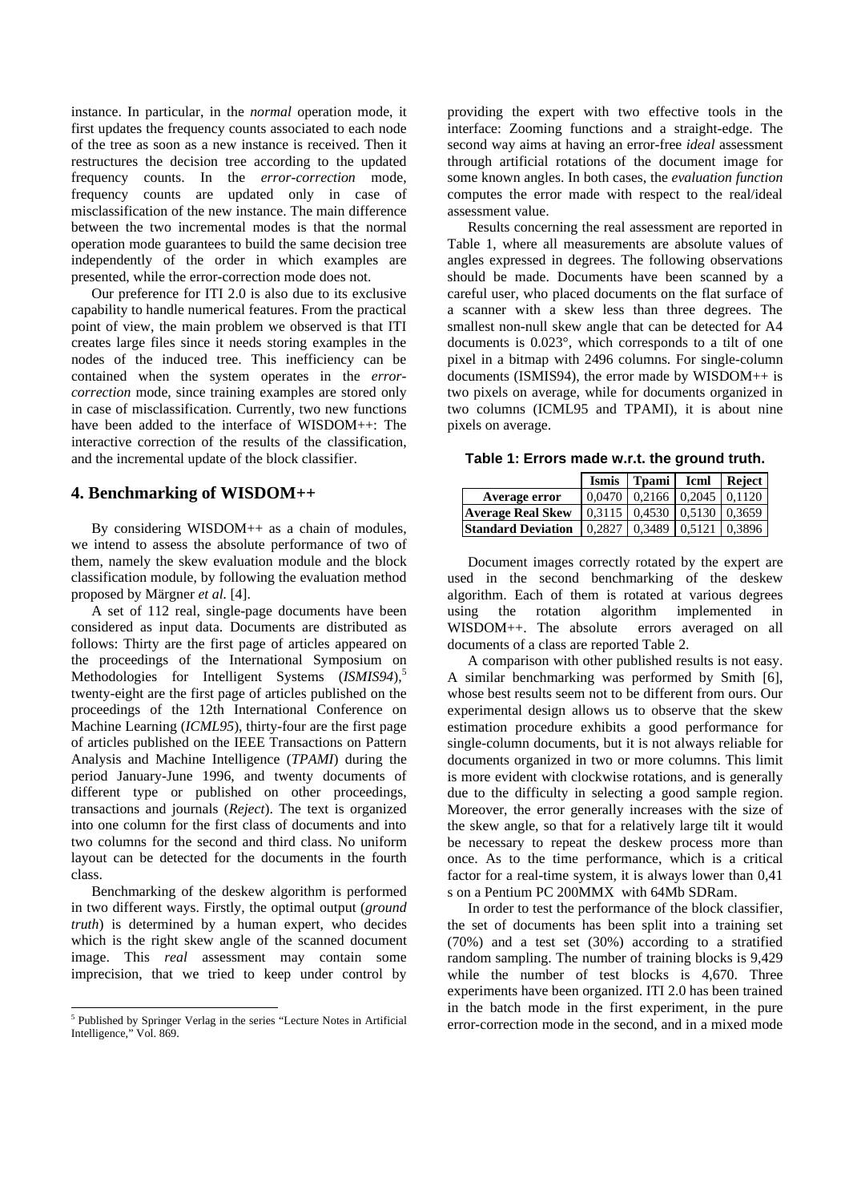instance. In particular, in the *normal* operation mode, it first updates the frequency counts associated to each node of the tree as soon as a new instance is received. Then it restructures the decision tree according to the updated frequency counts. In the *error-correction* mode, frequency counts are updated only in case of misclassification of the new instance. The main difference between the two incremental modes is that the normal operation mode guarantees to build the same decision tree independently of the order in which examples are presented, while the error-correction mode does not.

Our preference for ITI 2.0 is also due to its exclusive capability to handle numerical features. From the practical point of view, the main problem we observed is that ITI creates large files since it needs storing examples in the nodes of the induced tree. This inefficiency can be contained when the system operates in the *error-correction* mode, since training examples are stored only in case of misclassification. Currently, two new functions have been added to the interface of WISDOM++: The interactive correction of the results of the classification, and the incremental update of the block classifier.

## 4. Benchmarking of WISDOM++

By considering WISDOM++ as a chain of modules, we intend to assess the absolute performance of two of them, namely the skew evaluation module and the block classification module, by following the evaluation method proposed by Märgner *et al.* [4].

A set of 112 real, single-page documents have been considered as input data. Documents are distributed as follows: Thirty are the first page of articles appeared on the proceedings of the International Symposium on Methodologies for Intelligent Systems (*ISMIS94*),[5] twenty-eight are the first page of articles published on the proceedings of the 12th International Conference on Machine Learning (*ICML95*), thirty-four are the first page of articles published on the IEEE Transactions on Pattern Analysis and Machine Intelligence (*TPAMI*) during the period January-June 1996, and twenty documents of different type or published on other proceedings, transactions and journals (*Reject*). The text is organized into one column for the first class of documents and into two columns for the second and third class. No uniform layout can be detected for the documents in the fourth class.

Benchmarking of the deskew algorithm is performed in two different ways. Firstly, the optimal output (*ground truth*) is determined by a human expert, who decides which is the right skew angle of the scanned document image. This *real* assessment may contain some imprecision, that we tried to keep under control by providing the expert with two effective tools in the interface: Zooming functions and a straight-edge. The second way aims at having an error-free *ideal* assessment through artificial rotations of the document image for some known angles. In both cases, the *evaluation function* computes the error made with respect to the real/ideal assessment value.

Results concerning the real assessment are reported in Table 1, where all measurements are absolute values of angles expressed in degrees. The following observations should be made. Documents have been scanned by a careful user, who placed documents on the flat surface of a scanner with a skew less than three degrees. The smallest non-null skew angle that can be detected for A4 documents is 0.023°, which corresponds to a tilt of one pixel in a bitmap with 2496 columns. For single-column documents (ISMIS94), the error made by WISDOM++ is two pixels on average, while for documents organized in two columns (ICML95 and TPAMI), it is about nine pixels on average.

**Table 1: Errors made w.r.t. the ground truth.**

| | **Ismis** | **Tpami** | **Icml** | **Reject** |
|---|---|---|---|---|
| **Average error** | 0,0470 | 0,2166 | 0,2045 | 0,1120 |
| **Average Real Skew** | 0,3115 | 0,4530 | 0,5130 | 0,3659 |
| **Standard Deviation** | 0,2827 | 0,3489 | 0,5121 | 0,3896 |

Document images correctly rotated by the expert are used in the second benchmarking of the deskew algorithm. Each of them is rotated at various degrees using the rotation algorithm implemented in WISDOM++. The absolute errors averaged on all documents of a class are reported Table 2.

A comparison with other published results is not easy. A similar benchmarking was performed by Smith [6], whose best results seem not to be different from ours. Our experimental design allows us to observe that the skew estimation procedure exhibits a good performance for single-column documents, but it is not always reliable for documents organized in two or more columns. This limit is more evident with clockwise rotations, and is generally due to the difficulty in selecting a good sample region. Moreover, the error generally increases with the size of the skew angle, so that for a relatively large tilt it would be necessary to repeat the deskew process more than once. As to the time performance, which is a critical factor for a real-time system, it is always lower than 0,41 s on a Pentium PC 200MMX with 64Mb SDRam.

In order to test the performance of the block classifier, the set of documents has been split into a training set (70%) and a test set (30%) according to a stratified random sampling. The number of training blocks is 9,429 while the number of test blocks is 4,670. Three experiments have been organized. ITI 2.0 has been trained in the batch mode in the first experiment, in the pure error-correction mode in the second, and in a mixed mode

[5] Published by Springer Verlag in the series "Lecture Notes in Artificial Intelligence," Vol. 869.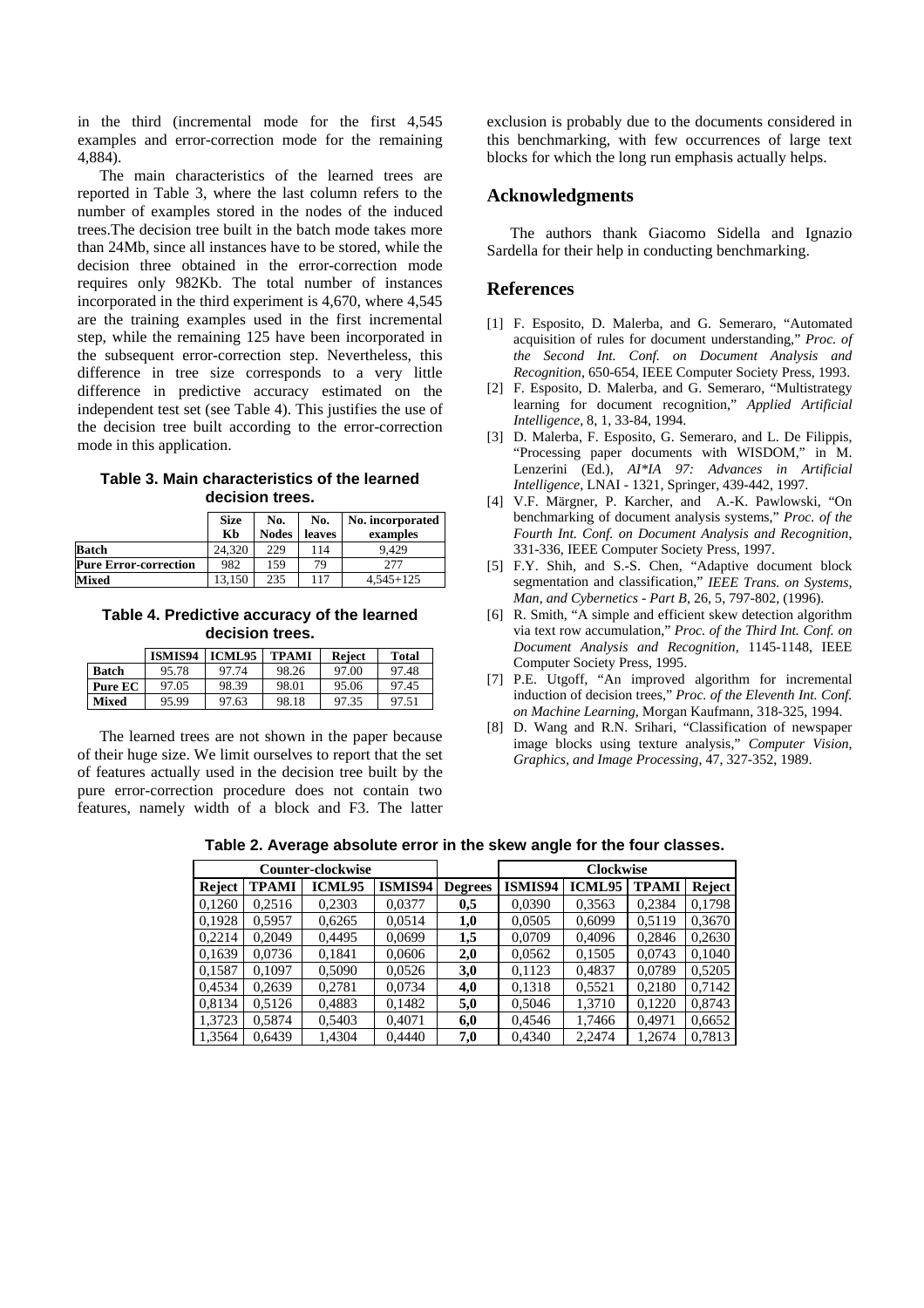in the third (incremental mode for the first 4,545 examples and error-correction mode for the remaining 4,884).

The main characteristics of the learned trees are reported in Table 3, where the last column refers to the number of examples stored in the nodes of the induced trees.The decision tree built in the batch mode takes more than 24Mb, since all instances have to be stored, while the decision three obtained in the error-correction mode requires only 982Kb. The total number of instances incorporated in the third experiment is 4,670, where 4,545 are the training examples used in the first incremental step, while the remaining 125 have been incorporated in the subsequent error-correction step. Nevertheless, this difference in tree size corresponds to a very little difference in predictive accuracy estimated on the independent test set (see Table 4). This justifies the use of the decision tree built according to the error-correction mode in this application.

**Table 3. Main characteristics of the learned decision trees.**

| | Size Kb | No. Nodes | No. leaves | No. incorporated examples |
|---|---|---|---|---|
| **Batch** | 24,320 | 229 | 114 | 9,429 |
| **Pure Error-correction** | 982 | 159 | 79 | 277 |
| **Mixed** | 13,150 | 235 | 117 | 4,545+125 |

**Table 4. Predictive accuracy of the learned decision trees.**

| | ISMIS94 | ICML95 | TPAMI | Reject | Total |
|---|---|---|---|---|---|
| **Batch** | 95.78 | 97.74 | 98.26 | 97.00 | 97.48 |
| **Pure EC** | 97.05 | 98.39 | 98.01 | 95.06 | 97.45 |
| **Mixed** | 95.99 | 97.63 | 98.18 | 97.35 | 97.51 |

The learned trees are not shown in the paper because of their huge size. We limit ourselves to report that the set of features actually used in the decision tree built by the pure error-correction procedure does not contain two features, namely width of a block and F3. The latter exclusion is probably due to the documents considered in this benchmarking, with few occurrences of large text blocks for which the long run emphasis actually helps.

## Acknowledgments

The authors thank Giacomo Sidella and Ignazio Sardella for their help in conducting benchmarking.

## References

[1] F. Esposito, D. Malerba, and G. Semeraro, "Automated acquisition of rules for document understanding," *Proc. of the Second Int. Conf. on Document Analysis and Recognition*, 650-654, IEEE Computer Society Press, 1993.

[2] F. Esposito, D. Malerba, and G. Semeraro, "Multistrategy learning for document recognition," *Applied Artificial Intelligence*, 8, 1, 33-84, 1994.

[3] D. Malerba, F. Esposito, G. Semeraro, and L. De Filippis, "Processing paper documents with WISDOM," in M. Lenzerini (Ed.), *AI*IA 97: Advances in Artificial Intelligence*, LNAI - 1321, Springer, 439-442, 1997.

[4] V.F. Märgner, P. Karcher, and A.-K. Pawlowski, "On benchmarking of document analysis systems," *Proc. of the Fourth Int. Conf. on Document Analysis and Recognition*, 331-336, IEEE Computer Society Press, 1997.

[5] F.Y. Shih, and S.-S. Chen, "Adaptive document block segmentation and classification," *IEEE Trans. on Systems, Man, and Cybernetics - Part B*, 26, 5, 797-802, (1996).

[6] R. Smith, "A simple and efficient skew detection algorithm via text row accumulation," *Proc. of the Third Int. Conf. on Document Analysis and Recognition*, 1145-1148, IEEE Computer Society Press, 1995.

[7] P.E. Utgoff, "An improved algorithm for incremental induction of decision trees," *Proc. of the Eleventh Int. Conf. on Machine Learning*, Morgan Kaufmann, 318-325, 1994.

[8] D. Wang and R.N. Srihari, "Classification of newspaper image blocks using texture analysis," *Computer Vision, Graphics, and Image Processing*, 47, 327-352, 1989.

**Table 2. Average absolute error in the skew angle for the four classes.**

| Counter-clockwise | | | | | Clockwise | | | |
|---|---|---|---|---|---|---|---|---|
| **Reject** | **TPAMI** | **ICML95** | **ISMIS94** | **Degrees** | **ISMIS94** | **ICML95** | **TPAMI** | **Reject** |
| 0,1260 | 0,2516 | 0,2303 | 0,0377 | **0,5** | 0,0390 | 0,3563 | 0,2384 | 0,1798 |
| 0,1928 | 0,5957 | 0,6265 | 0,0514 | **1,0** | 0,0505 | 0,6099 | 0,5119 | 0,3670 |
| 0,2214 | 0,2049 | 0,4495 | 0,0699 | **1,5** | 0,0709 | 0,4096 | 0,2846 | 0,2630 |
| 0,1639 | 0,0736 | 0,1841 | 0,0606 | **2,0** | 0,0562 | 0,1505 | 0,0743 | 0,1040 |
| 0,1587 | 0,1097 | 0,5090 | 0,0526 | **3,0** | 0,1123 | 0,4837 | 0,0789 | 0,5205 |
| 0,4534 | 0,2639 | 0,2781 | 0,0734 | **4,0** | 0,1318 | 0,5521 | 0,2180 | 0,7142 |
| 0,8134 | 0,5126 | 0,4883 | 0,1482 | **5,0** | 0,5046 | 1,3710 | 0,1220 | 0,8743 |
| 1,3723 | 0,5874 | 0,5403 | 0,4071 | **6,0** | 0,4546 | 1,7466 | 0,4971 | 0,6652 |
| 1,3564 | 0,6439 | 1,4304 | 0,4440 | **7,0** | 0,4340 | 2,2474 | 1,2674 | 0,7813 |